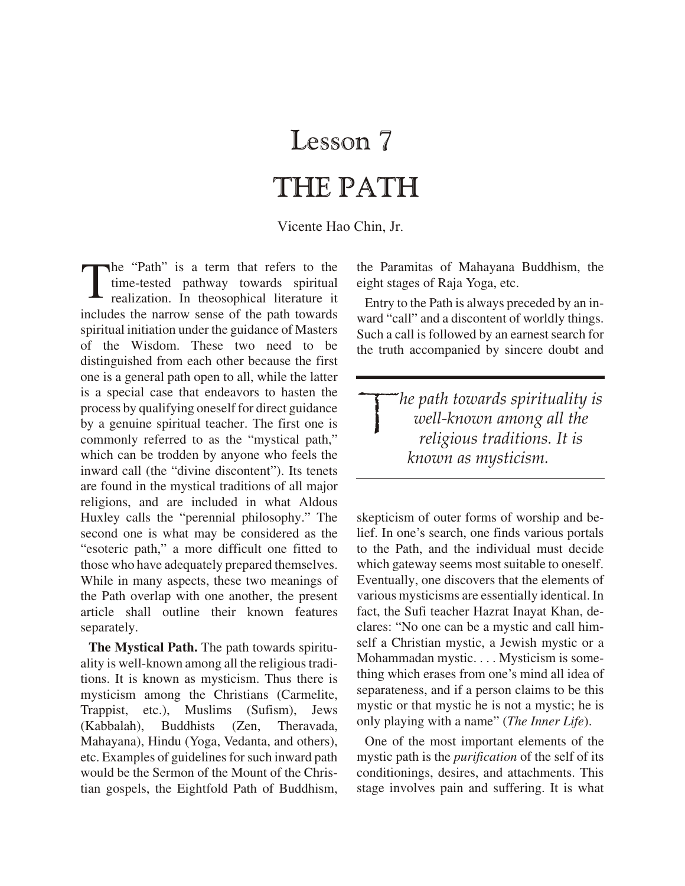# Lesson 7

# THE PATH

Vicente Hao Chin, Jr.

The "Path" is a term that refers to the time-tested pathway towards spiritual realization. In theosophical literature it includes the narrow sense of the path towards spiritual initiation under the guidance of Masters of the Wisdom. These two need to be distinguished from each other because the first one is a general path open to all, while the latter is a special case that endeavors to hasten the process by qualifying oneself for direct guidance by a genuine spiritual teacher. The first one is commonly referred to as the "mystical path," which can be trodden by anyone who feels the inward call (the "divine discontent"). Its tenets are found in the mystical traditions of all major religions, and are included in what Aldous Huxley calls the "perennial philosophy." The second one is what may be considered as the "esoteric path," a more difficult one fitted to those who have adequately prepared themselves. While in many aspects, these two meanings of the Path overlap with one another, the present article shall outline their known features separately.

**The Mystical Path.** The path towards spirituality is well-known among all the religious traditions. It is known as mysticism. Thus there is mysticism among the Christians (Carmelite, Trappist, etc.), Muslims (Sufism), Jews (Kabbalah), Buddhists (Zen, Theravada, Mahayana), Hindu (Yoga, Vedanta, and others), etc. Examples of guidelines for such inward path would be the Sermon of the Mount of the Christian gospels, the Eightfold Path of Buddhism, the Paramitas of Mahayana Buddhism, the eight stages of Raja Yoga, etc.

Entry to the Path is always preceded by an inward "call" and a discontent of worldly things. Such a call is followed by an earnest search for the truth accompanied by sincere doubt and skepticism of outer forms of worship and belief. In one's search, one finds various portals to the Path, and the individual must decide which gateway seems most suitable to oneself. Eventually, one discovers that the elements of various mysticisms are essentially identical. In fact, the Sufi teacher Hazrat Inayat Khan, declares: "No one can be a mystic and call himself a Christian mystic, a Jewish mystic or a Mohammadan mystic. . . . Mysticism is something which erases from one's mind all idea of separateness, and if a person claims to be this mystic or that mystic he is not a mystic; he is only playing with a name" (*The Inner Life*).

> *The path towards spirituality is well-known among all the religious traditions. It is known as mysticism.*

One of the most important elements of the mystic path is the *purification* of the self of its conditionings, desires, and attachments. This stage involves pain and suffering. It is what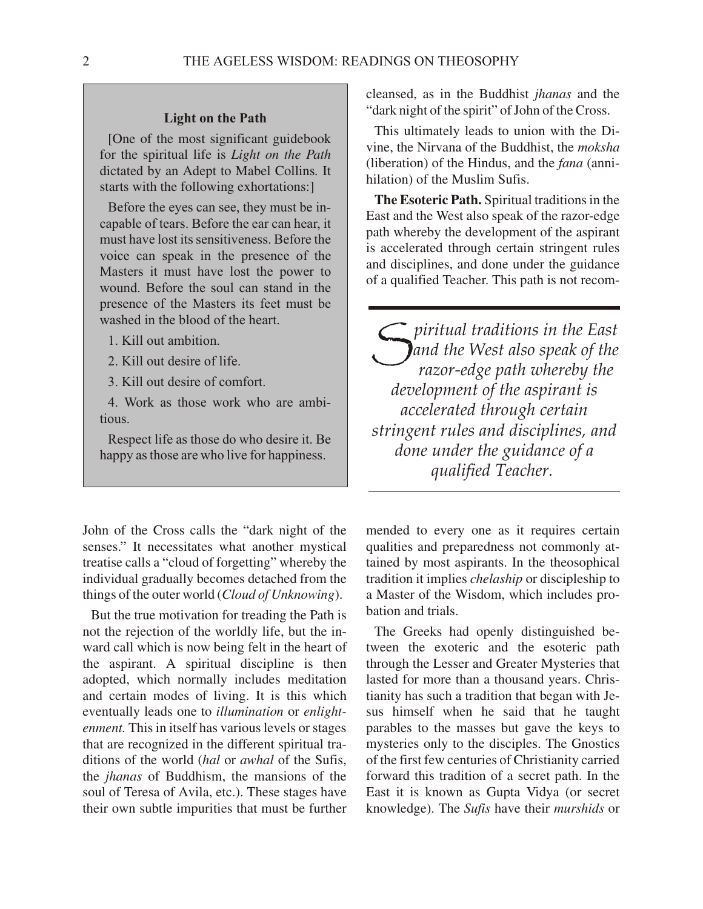### Light on the Path

[One of the most significant guidebook for the spiritual life is *Light on the Path* dictated by an Adept to Mabel Collins. It starts with the following exhortations:]

Before the eyes can see, they must be incapable of tears. Before the ear can hear, it must have lost its sensitiveness. Before the voice can speak in the presence of the Masters it must have lost the power to wound. Before the soul can stand in the presence of the Masters its feet must be washed in the blood of the heart.

1. Kill out ambition.
2. Kill out desire of life.
3. Kill out desire of comfort.
4. Work as those work who are ambitious.

Respect life as those do who desire it. Be happy as those are who live for happiness.

John of the Cross calls the "dark night of the senses." It necessitates what another mystical treatise calls a "cloud of forgetting" whereby the individual gradually becomes detached from the things of the outer world (*Cloud of Unknowing*).

But the true motivation for treading the Path is not the rejection of the worldly life, but the inward call which is now being felt in the heart of the aspirant. A spiritual discipline is then adopted, which normally includes meditation and certain modes of living. It is this which eventually leads one to *illumination* or *enlightenment*. This in itself has various levels or stages that are recognized in the different spiritual traditions of the world (*hal* or *awhal* of the Sufis, the *jhanas* of Buddhism, the mansions of the soul of Teresa of Avila, etc.). These stages have their own subtle impurities that must be further cleansed, as in the Buddhist *jhanas* and the "dark night of the spirit" of John of the Cross.

This ultimately leads to union with the Divine, the Nirvana of the Buddhist, the *moksha* (liberation) of the Hindus, and the *fana* (annihilation) of the Muslim Sufis.

**The Esoteric Path.** Spiritual traditions in the East and the West also speak of the razor-edge path whereby the development of the aspirant is accelerated through certain stringent rules and disciplines, and done under the guidance of a qualified Teacher. This path is not recommended to every one as it requires certain qualities and preparedness not commonly attained by most aspirants. In the theosophical tradition it implies *chelaship* or discipleship to a Master of the Wisdom, which includes probation and trials.

> *Spiritual traditions in the East and the West also speak of the razor-edge path whereby the development of the aspirant is accelerated through certain stringent rules and disciplines, and done under the guidance of a qualified Teacher.*

The Greeks had openly distinguished between the exoteric and the esoteric path through the Lesser and Greater Mysteries that lasted for more than a thousand years. Christianity has such a tradition that began with Jesus himself when he said that he taught parables to the masses but gave the keys to mysteries only to the disciples. The Gnostics of the first few centuries of Christianity carried forward this tradition of a secret path. In the East it is known as Gupta Vidya (or secret knowledge). The *Sufis* have their *murshids* or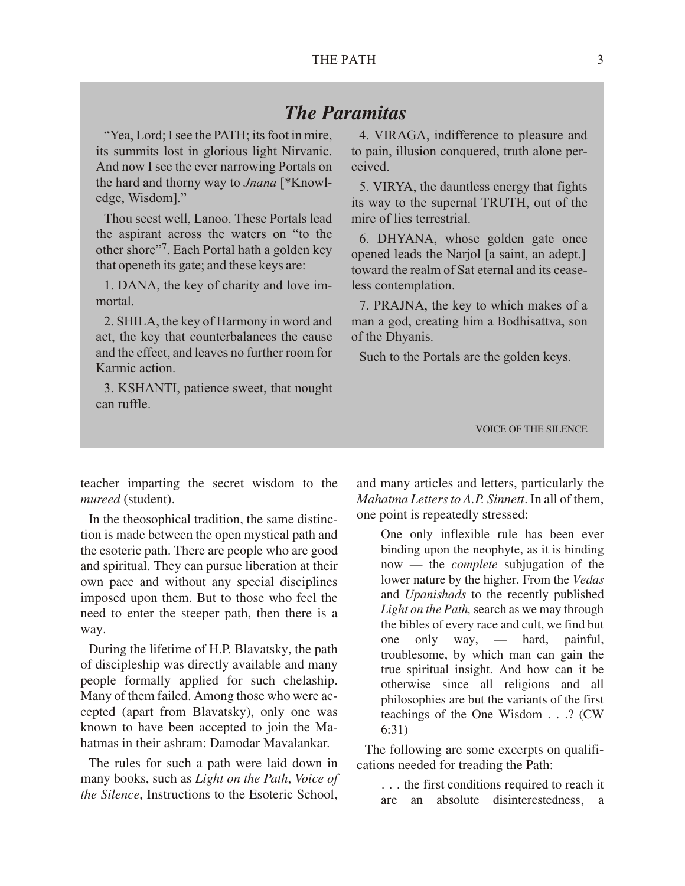## *The Paramitas*

"Yea, Lord; I see the PATH; its foot in mire, its summits lost in glorious light Nirvanic. And now I see the ever narrowing Portals on the hard and thorny way to *Jnana* [*Knowledge, Wisdom]."

Thou seest well, Lanoo. These Portals lead the aspirant across the waters on "to the other shore"[7]. Each Portal hath a golden key that openeth its gate; and these keys are: —

1. DANA, the key of charity and love immortal.

2. SHILA, the key of Harmony in word and act, the key that counterbalances the cause and the effect, and leaves no further room for Karmic action.

3. KSHANTI, patience sweet, that nought can ruffle.

4. VIRAGA, indifference to pleasure and to pain, illusion conquered, truth alone perceived.

5. VIRYA, the dauntless energy that fights its way to the supernal TRUTH, out of the mire of lies terrestrial.

6. DHYANA, whose golden gate once opened leads the Narjol [a saint, an adept.] toward the realm of Sat eternal and its ceaseless contemplation.

7. PRAJNA, the key to which makes of a man a god, creating him a Bodhisattva, son of the Dhyanis.

Such to the Portals are the golden keys.

VOICE OF THE SILENCE

teacher imparting the secret wisdom to the *mureed* (student).

In the theosophical tradition, the same distinction is made between the open mystical path and the esoteric path. There are people who are good and spiritual. They can pursue liberation at their own pace and without any special disciplines imposed upon them. But to those who feel the need to enter the steeper path, then there is a way.

During the lifetime of H.P. Blavatsky, the path of discipleship was directly available and many people formally applied for such chelaship. Many of them failed. Among those who were accepted (apart from Blavatsky), only one was known to have been accepted to join the Mahatmas in their ashram: Damodar Mavalankar.

The rules for such a path were laid down in many books, such as *Light on the Path*, *Voice of the Silence*, Instructions to the Esoteric School, and many articles and letters, particularly the *Mahatma Letters to A.P. Sinnett*. In all of them, one point is repeatedly stressed:

> One only inflexible rule has been ever binding upon the neophyte, as it is binding now — the *complete* subjugation of the lower nature by the higher. From the *Vedas* and *Upanishads* to the recently published *Light on the Path,* search as we may through the bibles of every race and cult, we find but one only way, — hard, painful, troublesome, by which man can gain the true spiritual insight. And how can it be otherwise since all religions and all philosophies are but the variants of the first teachings of the One Wisdom . . .? (CW 6:31)

The following are some excerpts on qualifications needed for treading the Path:

> . . . the first conditions required to reach it are an absolute disinterestedness, a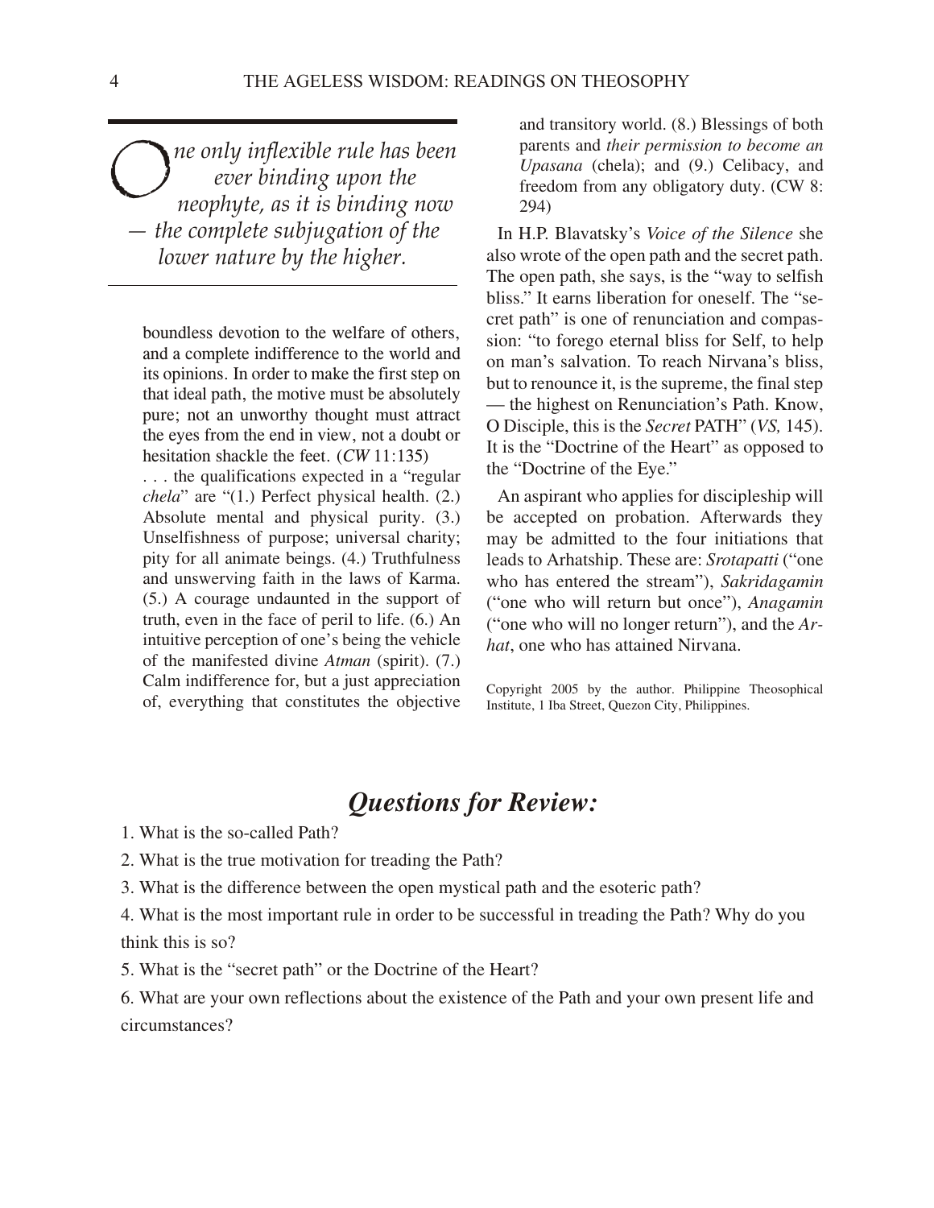*One only inflexible rule has been ever binding upon the neophyte, as it is binding now — the complete subjugation of the lower nature by the higher.*

> boundless devotion to the welfare of others, and a complete indifference to the world and its opinions. In order to make the first step on that ideal path, the motive must be absolutely pure; not an unworthy thought must attract the eyes from the end in view, not a doubt or hesitation shackle the feet. (*CW* 11:135)
>
> . . . the qualifications expected in a "regular *chela*" are "(1.) Perfect physical health. (2.) Absolute mental and physical purity. (3.) Unselfishness of purpose; universal charity; pity for all animate beings. (4.) Truthfulness and unswerving faith in the laws of Karma. (5.) A courage undaunted in the support of truth, even in the face of peril to life. (6.) An intuitive perception of one's being the vehicle of the manifested divine *Atman* (spirit). (7.) Calm indifference for, but a just appreciation of, everything that constitutes the objective and transitory world. (8.) Blessings of both parents and *their permission to become an Upasana* (chela); and (9.) Celibacy, and freedom from any obligatory duty. (CW 8: 294)

In H.P. Blavatsky's *Voice of the Silence* she also wrote of the open path and the secret path. The open path, she says, is the "way to selfish bliss." It earns liberation for oneself. The "secret path" is one of renunciation and compassion: "to forego eternal bliss for Self, to help on man's salvation. To reach Nirvana's bliss, but to renounce it, is the supreme, the final step — the highest on Renunciation's Path. Know, O Disciple, this is the *Secret* PATH" (*VS,* 145). It is the "Doctrine of the Heart" as opposed to the "Doctrine of the Eye."

An aspirant who applies for discipleship will be accepted on probation. Afterwards they may be admitted to the four initiations that leads to Arhatship. These are: *Srotapatti* ("one who has entered the stream"), *Sakridagamin* ("one who will return but once"), *Anagamin* ("one who will no longer return"), and the *Arhat*, one who has attained Nirvana.

Copyright 2005 by the author. Philippine Theosophical Institute, 1 Iba Street, Quezon City, Philippines.

## *Questions for Review:*

1. What is the so-called Path?

2. What is the true motivation for treading the Path?

3. What is the difference between the open mystical path and the esoteric path?

4. What is the most important rule in order to be successful in treading the Path? Why do you think this is so?

5. What is the "secret path" or the Doctrine of the Heart?

6. What are your own reflections about the existence of the Path and your own present life and circumstances?